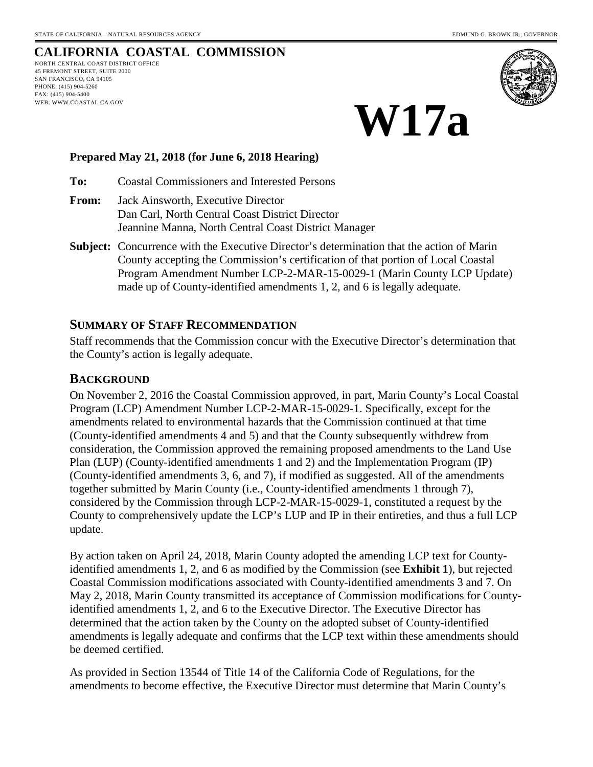STATE OF CALIFORNIA—NATURAL RESOURCES AGENCY

EDMUND G. BROWN JR., GOVERNOR

# CALIFORNIA COASTAL COMMISSION

NORTH CENTRAL COAST DISTRICT OFFICE
45 FREMONT STREET, SUITE 2000
SAN FRANCISCO, CA 94105
PHONE: (415) 904-5260
FAX: (415) 904-5400
WEB: WWW.COASTAL.CA.GOV

# W17a

**Prepared May 21, 2018 (for June 6, 2018 Hearing)**

**To:** Coastal Commissioners and Interested Persons

**From:** Jack Ainsworth, Executive Director
Dan Carl, North Central Coast District Director
Jeannine Manna, North Central Coast District Manager

**Subject:** Concurrence with the Executive Director's determination that the action of Marin County accepting the Commission's certification of that portion of Local Coastal Program Amendment Number LCP-2-MAR-15-0029-1 (Marin County LCP Update) made up of County-identified amendments 1, 2, and 6 is legally adequate.

## SUMMARY OF STAFF RECOMMENDATION

Staff recommends that the Commission concur with the Executive Director's determination that the County's action is legally adequate.

## BACKGROUND

On November 2, 2016 the Coastal Commission approved, in part, Marin County's Local Coastal Program (LCP) Amendment Number LCP-2-MAR-15-0029-1. Specifically, except for the amendments related to environmental hazards that the Commission continued at that time (County-identified amendments 4 and 5) and that the County subsequently withdrew from consideration, the Commission approved the remaining proposed amendments to the Land Use Plan (LUP) (County-identified amendments 1 and 2) and the Implementation Program (IP) (County-identified amendments 3, 6, and 7), if modified as suggested. All of the amendments together submitted by Marin County (i.e., County-identified amendments 1 through 7), considered by the Commission through LCP-2-MAR-15-0029-1, constituted a request by the County to comprehensively update the LCP's LUP and IP in their entireties, and thus a full LCP update.

By action taken on April 24, 2018, Marin County adopted the amending LCP text for County-identified amendments 1, 2, and 6 as modified by the Commission (see **Exhibit 1**), but rejected Coastal Commission modifications associated with County-identified amendments 3 and 7. On May 2, 2018, Marin County transmitted its acceptance of Commission modifications for County-identified amendments 1, 2, and 6 to the Executive Director. The Executive Director has determined that the action taken by the County on the adopted subset of County-identified amendments is legally adequate and confirms that the LCP text within these amendments should be deemed certified.

As provided in Section 13544 of Title 14 of the California Code of Regulations, for the amendments to become effective, the Executive Director must determine that Marin County's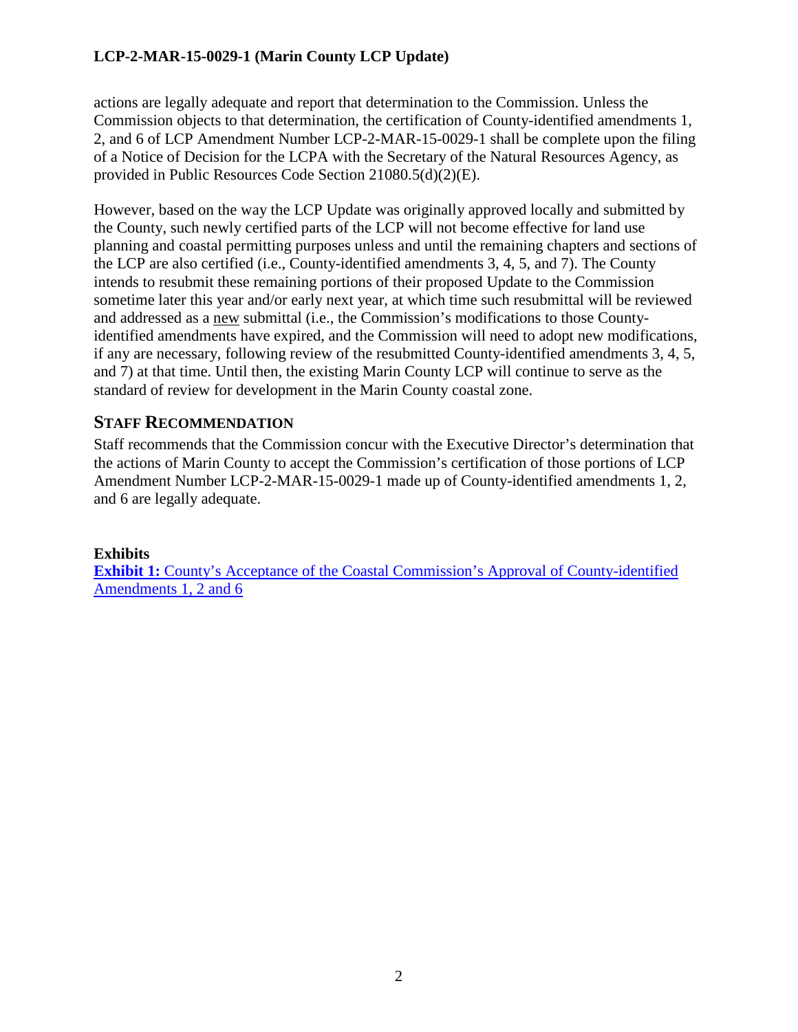actions are legally adequate and report that determination to the Commission. Unless the Commission objects to that determination, the certification of County-identified amendments 1, 2, and 6 of LCP Amendment Number LCP-2-MAR-15-0029-1 shall be complete upon the filing of a Notice of Decision for the LCPA with the Secretary of the Natural Resources Agency, as provided in Public Resources Code Section 21080.5(d)(2)(E).

However, based on the way the LCP Update was originally approved locally and submitted by the County, such newly certified parts of the LCP will not become effective for land use planning and coastal permitting purposes unless and until the remaining chapters and sections of the LCP are also certified (i.e., County-identified amendments 3, 4, 5, and 7). The County intends to resubmit these remaining portions of their proposed Update to the Commission sometime later this year and/or early next year, at which time such resubmittal will be reviewed and addressed as a <u>new</u> submittal (i.e., the Commission's modifications to those County-identified amendments have expired, and the Commission will need to adopt new modifications, if any are necessary, following review of the resubmitted County-identified amendments 3, 4, 5, and 7) at that time. Until then, the existing Marin County LCP will continue to serve as the standard of review for development in the Marin County coastal zone.

## STAFF RECOMMENDATION

Staff recommends that the Commission concur with the Executive Director's determination that the actions of Marin County to accept the Commission's certification of those portions of LCP Amendment Number LCP-2-MAR-15-0029-1 made up of County-identified amendments 1, 2, and 6 are legally adequate.

**Exhibits**

**Exhibit 1:** County's Acceptance of the Coastal Commission's Approval of County-identified Amendments 1, 2 and 6